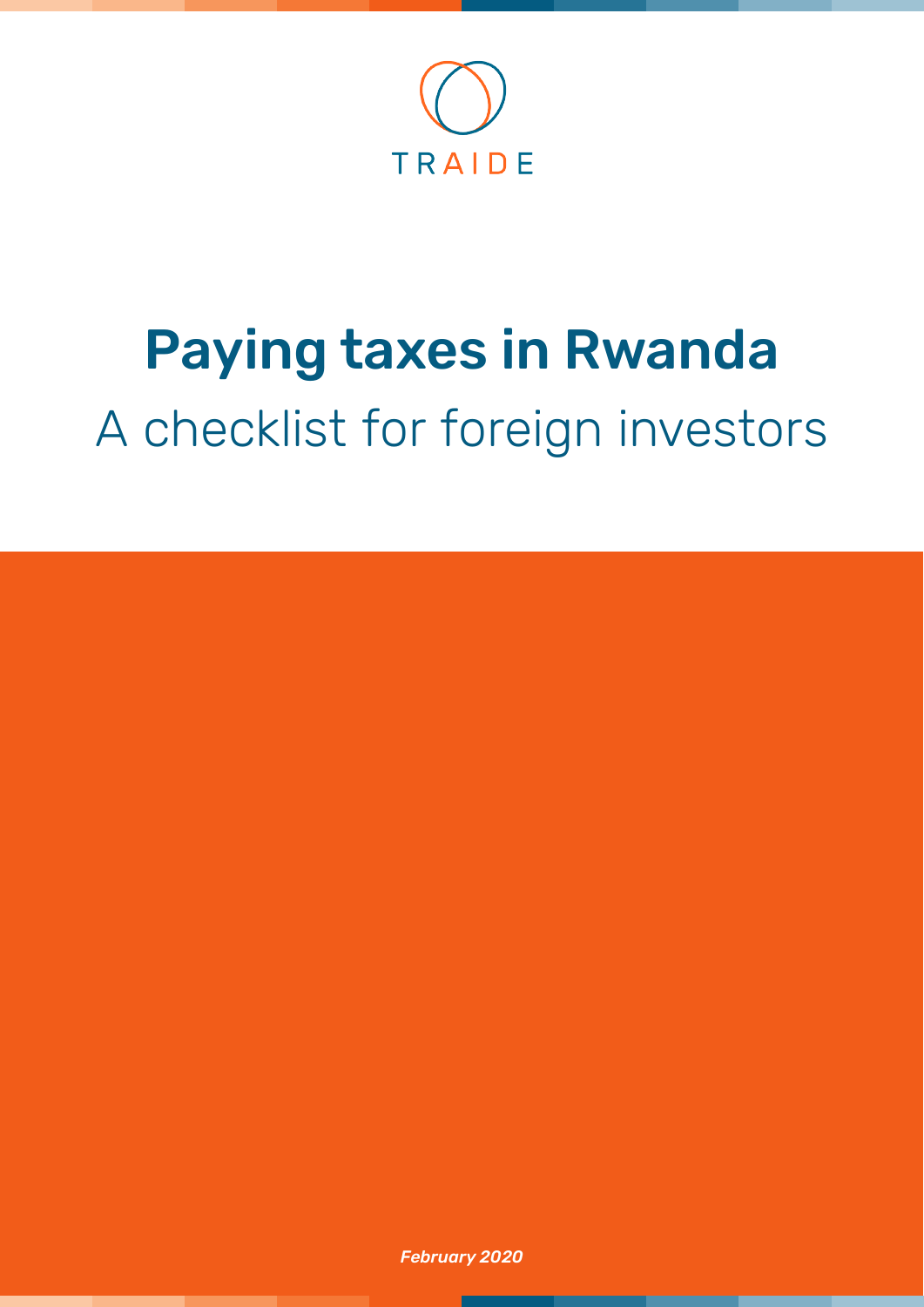TRAIDE

# Paying taxes in Rwanda

## A checklist for foreign investors

*February 2020*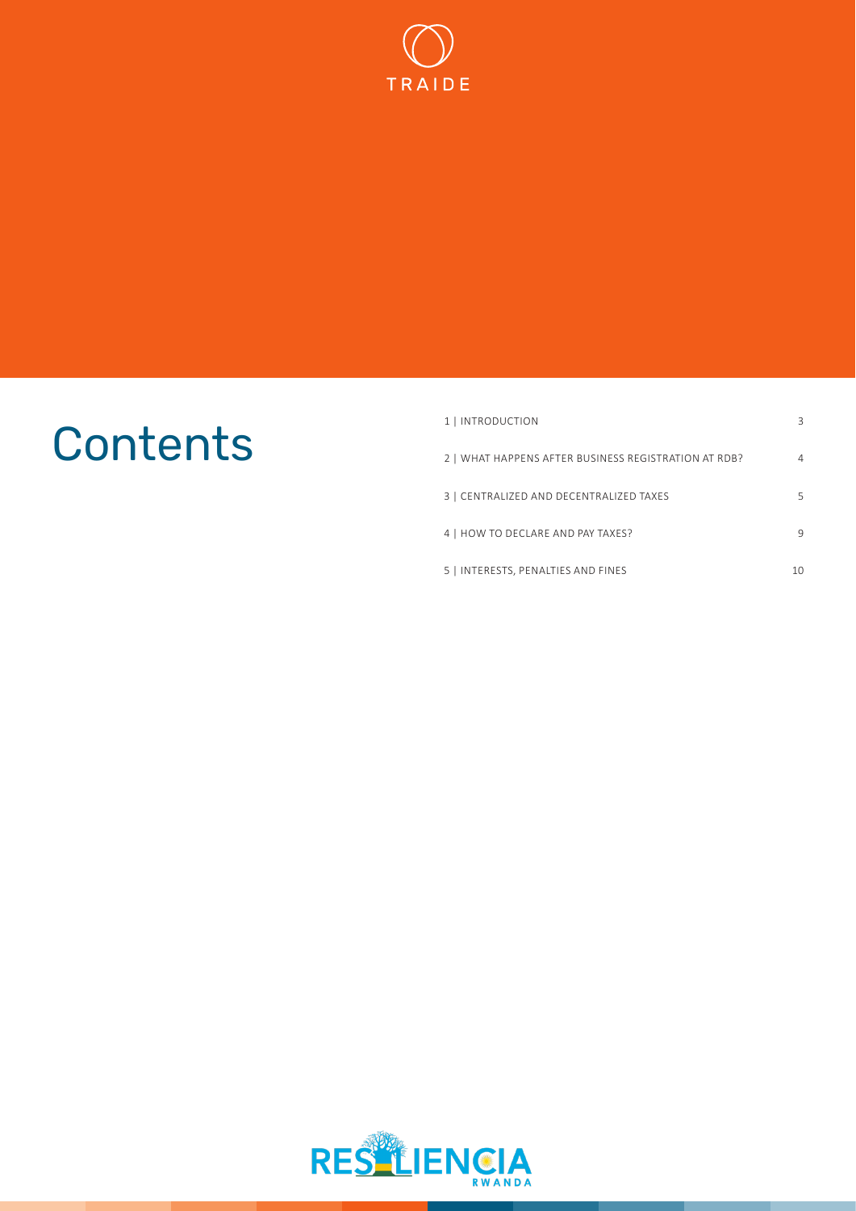# Contents

| | |
|---|---|
| 1 \| INTRODUCTION | 3 |
| 2 \| WHAT HAPPENS AFTER BUSINESS REGISTRATION AT RDB? | 4 |
| 3 \| CENTRALIZED AND DECENTRALIZED TAXES | 5 |
| 4 \| HOW TO DECLARE AND PAY TAXES? | 9 |
| 5 \| INTERESTS, PENALTIES AND FINES | 10 |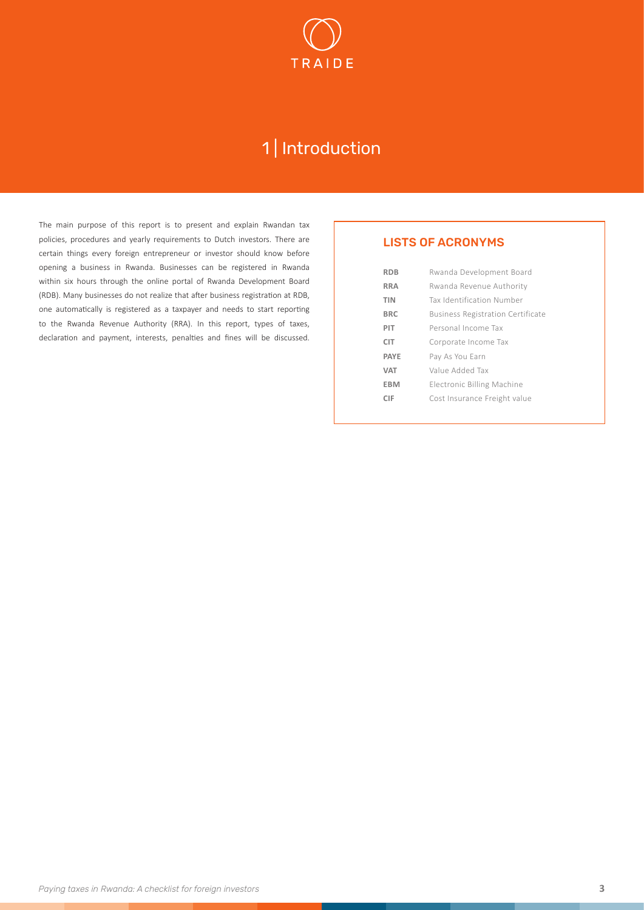# 1 | Introduction

The main purpose of this report is to present and explain Rwandan tax policies, procedures and yearly requirements to Dutch investors. There are certain things every foreign entrepreneur or investor should know before opening a business in Rwanda. Businesses can be registered in Rwanda within six hours through the online portal of Rwanda Development Board (RDB). Many businesses do not realize that after business registration at RDB, one automatically is registered as a taxpayer and needs to start reporting to the Rwanda Revenue Authority (RRA). In this report, types of taxes, declaration and payment, interests, penalties and fines will be discussed.

## LISTS OF ACRONYMS

| | |
|---|---|
| **RDB** | Rwanda Development Board |
| **RRA** | Rwanda Revenue Authority |
| **TIN** | Tax Identification Number |
| **BRC** | Business Registration Certificate |
| **PIT** | Personal Income Tax |
| **CIT** | Corporate Income Tax |
| **PAYE** | Pay As You Earn |
| **VAT** | Value Added Tax |
| **EBM** | Electronic Billing Machine |
| **CIF** | Cost Insurance Freight value |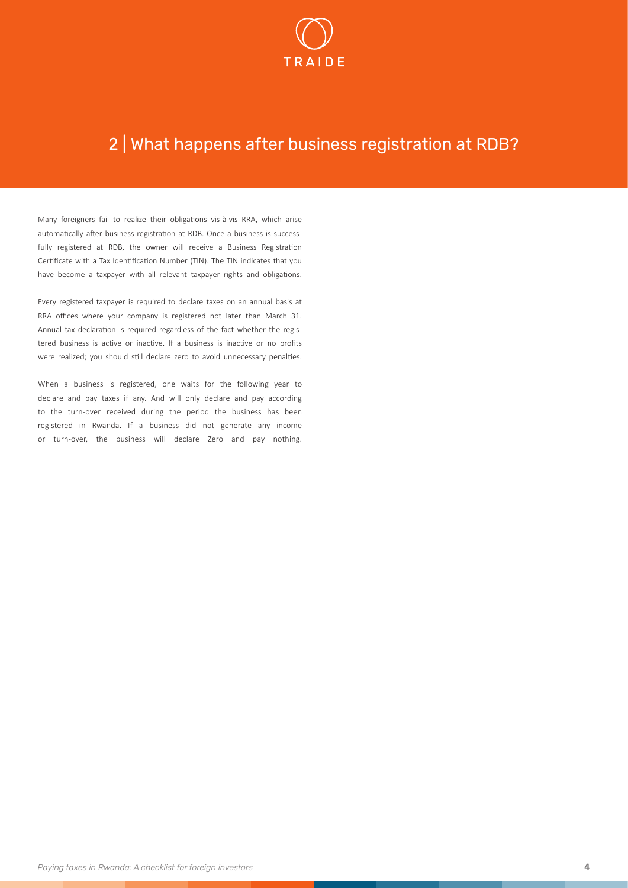## 2 | What happens after business registration at RDB?

Many foreigners fail to realize their obligations vis-à-vis RRA, which arise automatically after business registration at RDB. Once a business is successfully registered at RDB, the owner will receive a Business Registration Certificate with a Tax Identification Number (TIN). The TIN indicates that you have become a taxpayer with all relevant taxpayer rights and obligations.

Every registered taxpayer is required to declare taxes on an annual basis at RRA offices where your company is registered not later than March 31. Annual tax declaration is required regardless of the fact whether the registered business is active or inactive. If a business is inactive or no profits were realized; you should still declare zero to avoid unnecessary penalties.

When a business is registered, one waits for the following year to declare and pay taxes if any. And will only declare and pay according to the turn-over received during the period the business has been registered in Rwanda. If a business did not generate any income or turn-over, the business will declare Zero and pay nothing.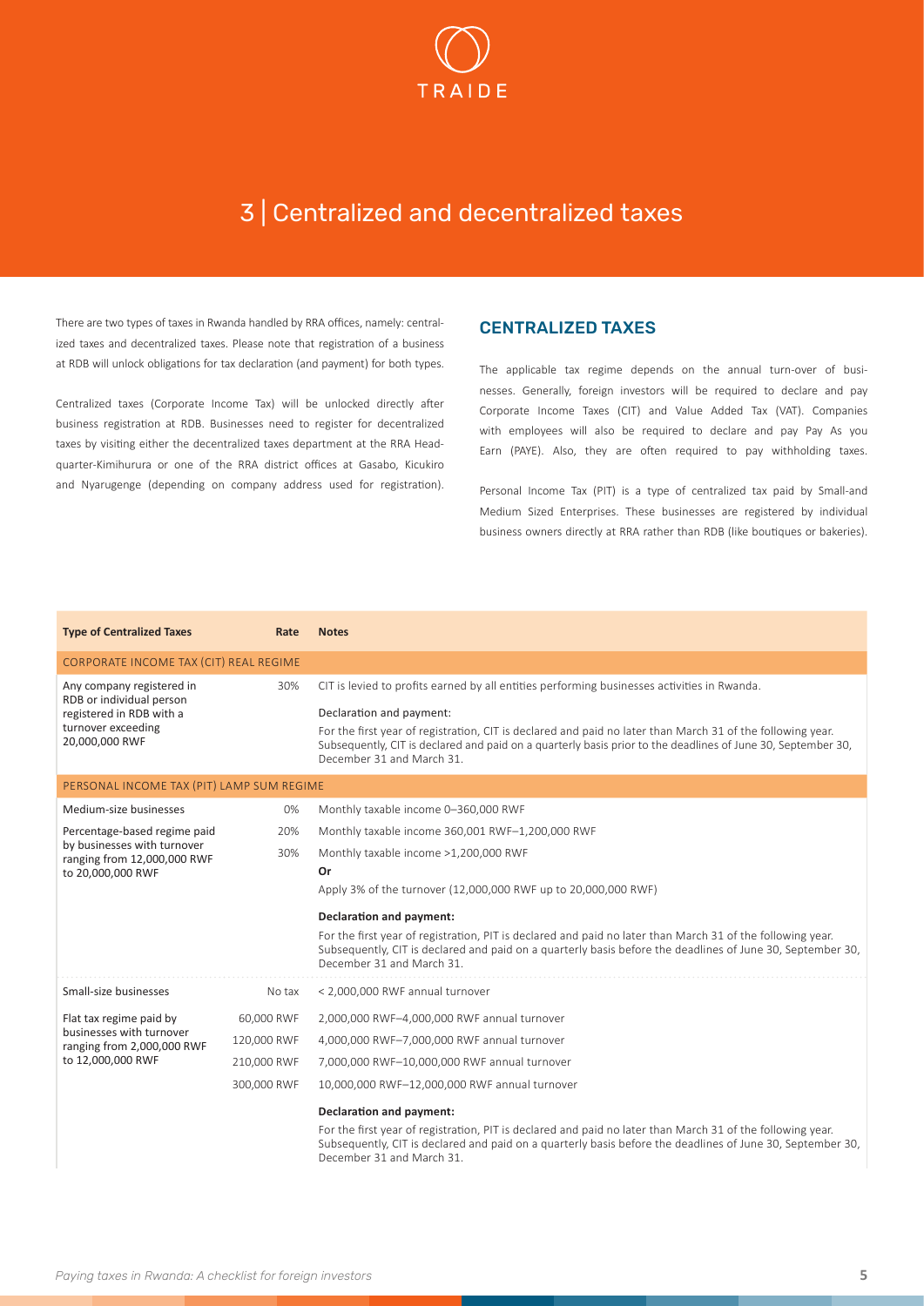# 3 | Centralized and decentralized taxes

There are two types of taxes in Rwanda handled by RRA offices, namely: centralized taxes and decentralized taxes. Please note that registration of a business at RDB will unlock obligations for tax declaration (and payment) for both types.

Centralized taxes (Corporate Income Tax) will be unlocked directly after business registration at RDB. Businesses need to register for decentralized taxes by visiting either the decentralized taxes department at the RRA Headquarter-Kimihurura or one of the RRA district offices at Gasabo, Kicukiro and Nyarugenge (depending on company address used for registration).

## CENTRALIZED TAXES

The applicable tax regime depends on the annual turn-over of businesses. Generally, foreign investors will be required to declare and pay Corporate Income Taxes (CIT) and Value Added Tax (VAT). Companies with employees will also be required to declare and pay Pay As you Earn (PAYE). Also, they are often required to pay withholding taxes.

Personal Income Tax (PIT) is a type of centralized tax paid by Small-and Medium Sized Enterprises. These businesses are registered by individual business owners directly at RRA rather than RDB (like boutiques or bakeries).

| Type of Centralized Taxes | Rate | Notes |
|---|---|---|
| **CORPORATE INCOME TAX (CIT) REAL REGIME** | | |
| Any company registered in RDB or individual person registered in RDB with a turnover exceeding 20,000,000 RWF | 30% | CIT is levied to profits earned by all entities performing businesses activities in Rwanda.<br><br>Declaration and payment:<br><br>For the first year of registration, CIT is declared and paid no later than March 31 of the following year. Subsequently, CIT is declared and paid on a quarterly basis prior to the deadlines of June 30, September 30, December 31 and March 31. |
| **PERSONAL INCOME TAX (PIT) LAMP SUM REGIME** | | |
| Medium-size businesses | 0% | Monthly taxable income 0–360,000 RWF |
| Percentage-based regime paid by businesses with turnover ranging from 12,000,000 RWF to 20,000,000 RWF | 20% | Monthly taxable income 360,001 RWF–1,200,000 RWF |
| | 30% | Monthly taxable income >1,200,000 RWF<br>**Or**<br>Apply 3% of the turnover (12,000,000 RWF up to 20,000,000 RWF)<br><br>**Declaration and payment:**<br><br>For the first year of registration, PIT is declared and paid no later than March 31 of the following year. Subsequently, CIT is declared and paid on a quarterly basis before the deadlines of June 30, September 30, December 31 and March 31. |
| Small-size businesses | No tax | < 2,000,000 RWF annual turnover |
| Flat tax regime paid by businesses with turnover ranging from 2,000,000 RWF to 12,000,000 RWF | 60,000 RWF | 2,000,000 RWF–4,000,000 RWF annual turnover |
| | 120,000 RWF | 4,000,000 RWF–7,000,000 RWF annual turnover |
| | 210,000 RWF | 7,000,000 RWF–10,000,000 RWF annual turnover |
| | 300,000 RWF | 10,000,000 RWF–12,000,000 RWF annual turnover<br><br>**Declaration and payment:**<br><br>For the first year of registration, PIT is declared and paid no later than March 31 of the following year. Subsequently, CIT is declared and paid on a quarterly basis before the deadlines of June 30, September 30, December 31 and March 31. |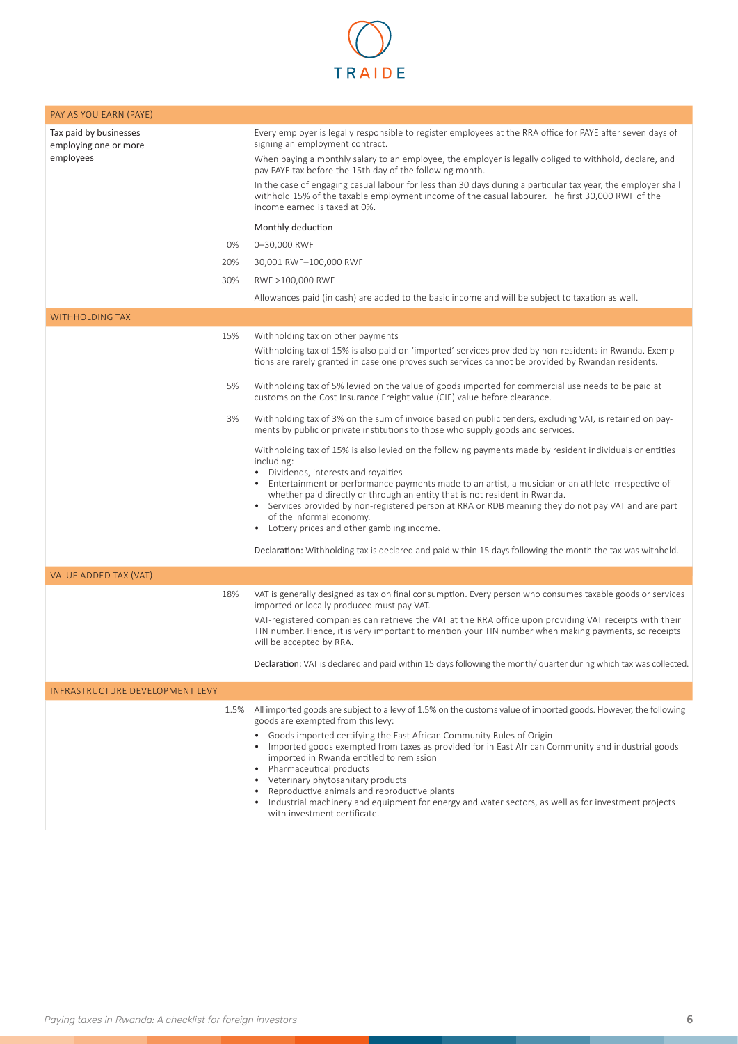## PAY AS YOU EARN (PAYE)

**Tax paid by businesses employing one or more employees**

Every employer is legally responsible to register employees at the RRA office for PAYE after seven days of signing an employment contract.

When paying a monthly salary to an employee, the employer is legally obliged to withhold, declare, and pay PAYE tax before the 15th day of the following month.

In the case of engaging casual labour for less than 30 days during a particular tax year, the employer shall withhold 15% of the taxable employment income of the casual labourer. The first 30,000 RWF of the income earned is taxed at 0%.

| Rate | Monthly deduction |
|---|---|
| 0% | 0–30,000 RWF |
| 20% | 30,001 RWF–100,000 RWF |
| 30% | RWF >100,000 RWF |

Allowances paid (in cash) are added to the basic income and will be subject to taxation as well.

## WITHHOLDING TAX

**15%** Withholding tax on other payments

Withholding tax of 15% is also paid on 'imported' services provided by non-residents in Rwanda. Exemptions are rarely granted in case one proves such services cannot be provided by Rwandan residents.

**5%** Withholding tax of 5% levied on the value of goods imported for commercial use needs to be paid at customs on the Cost Insurance Freight value (CIF) value before clearance.

**3%** Withholding tax of 3% on the sum of invoice based on public tenders, excluding VAT, is retained on payments by public or private institutions to those who supply goods and services.

Withholding tax of 15% is also levied on the following payments made by resident individuals or entities including:

- Dividends, interests and royalties
- Entertainment or performance payments made to an artist, a musician or an athlete irrespective of whether paid directly or through an entity that is not resident in Rwanda.
- Services provided by non-registered person at RRA or RDB meaning they do not pay VAT and are part of the informal economy.
- Lottery prices and other gambling income.

**Declaration:** Withholding tax is declared and paid within 15 days following the month the tax was withheld.

## VALUE ADDED TAX (VAT)

**18%** VAT is generally designed as tax on final consumption. Every person who consumes taxable goods or services imported or locally produced must pay VAT.

VAT-registered companies can retrieve the VAT at the RRA office upon providing VAT receipts with their TIN number. Hence, it is very important to mention your TIN number when making payments, so receipts will be accepted by RRA.

**Declaration:** VAT is declared and paid within 15 days following the month/ quarter during which tax was collected.

## INFRASTRUCTURE DEVELOPMENT LEVY

**1.5%** All imported goods are subject to a levy of 1.5% on the customs value of imported goods. However, the following goods are exempted from this levy:

- Goods imported certifying the East African Community Rules of Origin
- Imported goods exempted from taxes as provided for in East African Community and industrial goods imported in Rwanda entitled to remission
- Pharmaceutical products
- Veterinary phytosanitary products
- Reproductive animals and reproductive plants
- Industrial machinery and equipment for energy and water sectors, as well as for investment projects with investment certificate.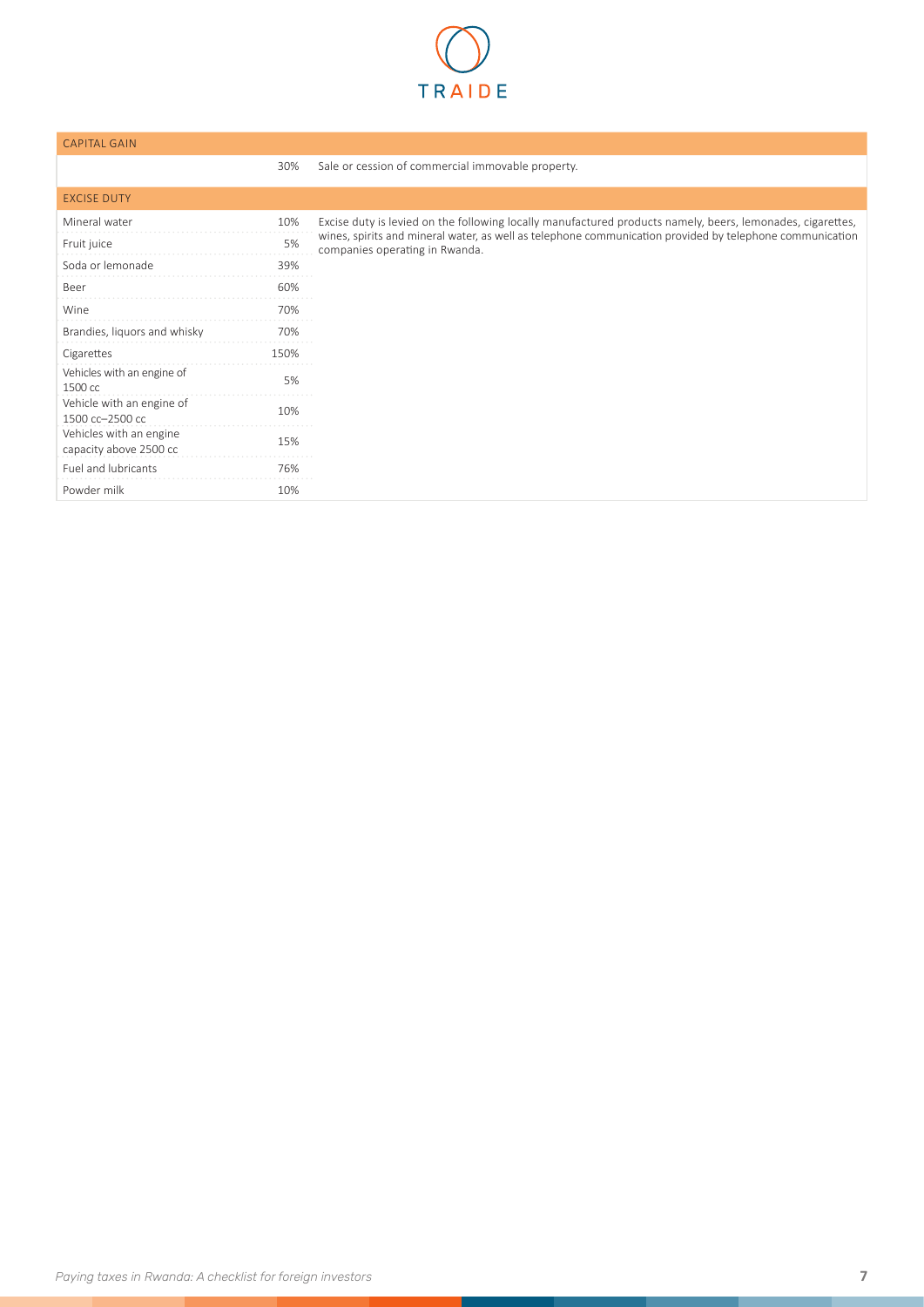| CAPITAL GAIN | | |
|---|---|---|
| | 30% | Sale or cession of commercial immovable property. |
| **EXCISE DUTY** | | |
| Mineral water | 10% | Excise duty is levied on the following locally manufactured products namely, beers, lemonades, cigarettes, wines, spirits and mineral water, as well as telephone communication provided by telephone communication companies operating in Rwanda. |
| Fruit juice | 5% | |
| Soda or lemonade | 39% | |
| Beer | 60% | |
| Wine | 70% | |
| Brandies, liquors and whisky | 70% | |
| Cigarettes | 150% | |
| Vehicles with an engine of 1500 cc | 5% | |
| Vehicle with an engine of 1500 cc–2500 cc | 10% | |
| Vehicles with an engine capacity above 2500 cc | 15% | |
| Fuel and lubricants | 76% | |
| Powder milk | 10% | |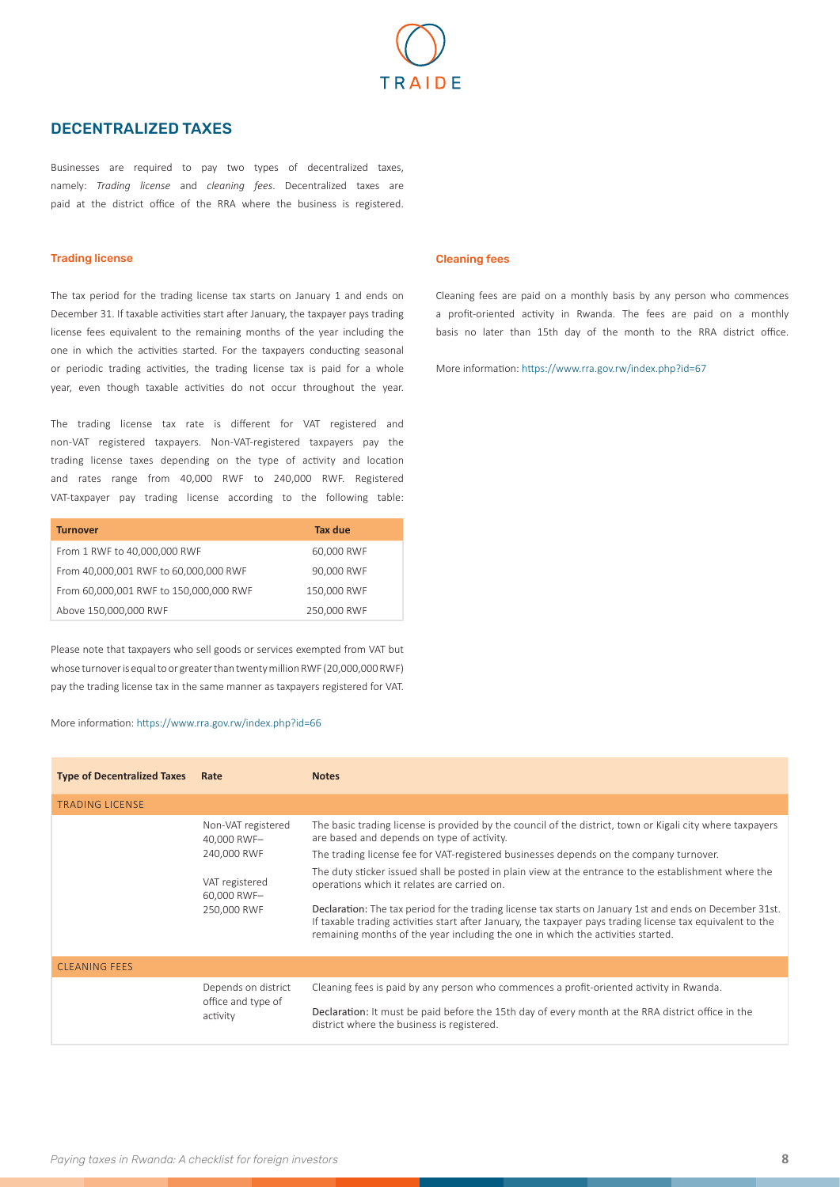## DECENTRALIZED TAXES

Businesses are required to pay two types of decentralized taxes, namely: *Trading license* and *cleaning fees*. Decentralized taxes are paid at the district office of the RRA where the business is registered.

### Trading license

The tax period for the trading license tax starts on January 1 and ends on December 31. If taxable activities start after January, the taxpayer pays trading license fees equivalent to the remaining months of the year including the one in which the activities started. For the taxpayers conducting seasonal or periodic trading activities, the trading license tax is paid for a whole year, even though taxable activities do not occur throughout the year.

The trading license tax rate is different for VAT registered and non-VAT registered taxpayers. Non-VAT-registered taxpayers pay the trading license taxes depending on the type of activity and location and rates range from 40,000 RWF to 240,000 RWF. Registered VAT-taxpayer pay trading license according to the following table:

| Turnover | Tax due |
|---|---|
| From 1 RWF to 40,000,000 RWF | 60,000 RWF |
| From 40,000,001 RWF to 60,000,000 RWF | 90,000 RWF |
| From 60,000,001 RWF to 150,000,000 RWF | 150,000 RWF |
| Above 150,000,000 RWF | 250,000 RWF |

Please note that taxpayers who sell goods or services exempted from VAT but whose turnover is equal to or greater than twenty million RWF (20,000,000 RWF) pay the trading license tax in the same manner as taxpayers registered for VAT.

More information: https://www.rra.gov.rw/index.php?id=66

### Cleaning fees

Cleaning fees are paid on a monthly basis by any person who commences a profit-oriented activity in Rwanda. The fees are paid on a monthly basis no later than 15th day of the month to the RRA district office.

More information: https://www.rra.gov.rw/index.php?id=67

| Type of Decentralized Taxes | Rate | Notes |
|---|---|---|
| TRADING LICENSE | | |
| | Non-VAT registered 40,000 RWF– 240,000 RWF<br><br>VAT registered 60,000 RWF– 250,000 RWF | The basic trading license is provided by the council of the district, town or Kigali city where taxpayers are based and depends on type of activity.<br><br>The trading license fee for VAT-registered businesses depends on the company turnover.<br><br>The duty sticker issued shall be posted in plain view at the entrance to the establishment where the operations which it relates are carried on.<br><br>**Declaration:** The tax period for the trading license tax starts on January 1st and ends on December 31st. If taxable trading activities start after January, the taxpayer pays trading license tax equivalent to the remaining months of the year including the one in which the activities started. |
| CLEANING FEES | | |
| | Depends on district office and type of activity | Cleaning fees is paid by any person who commences a profit-oriented activity in Rwanda.<br><br>**Declaration:** It must be paid before the 15th day of every month at the RRA district office in the district where the business is registered. |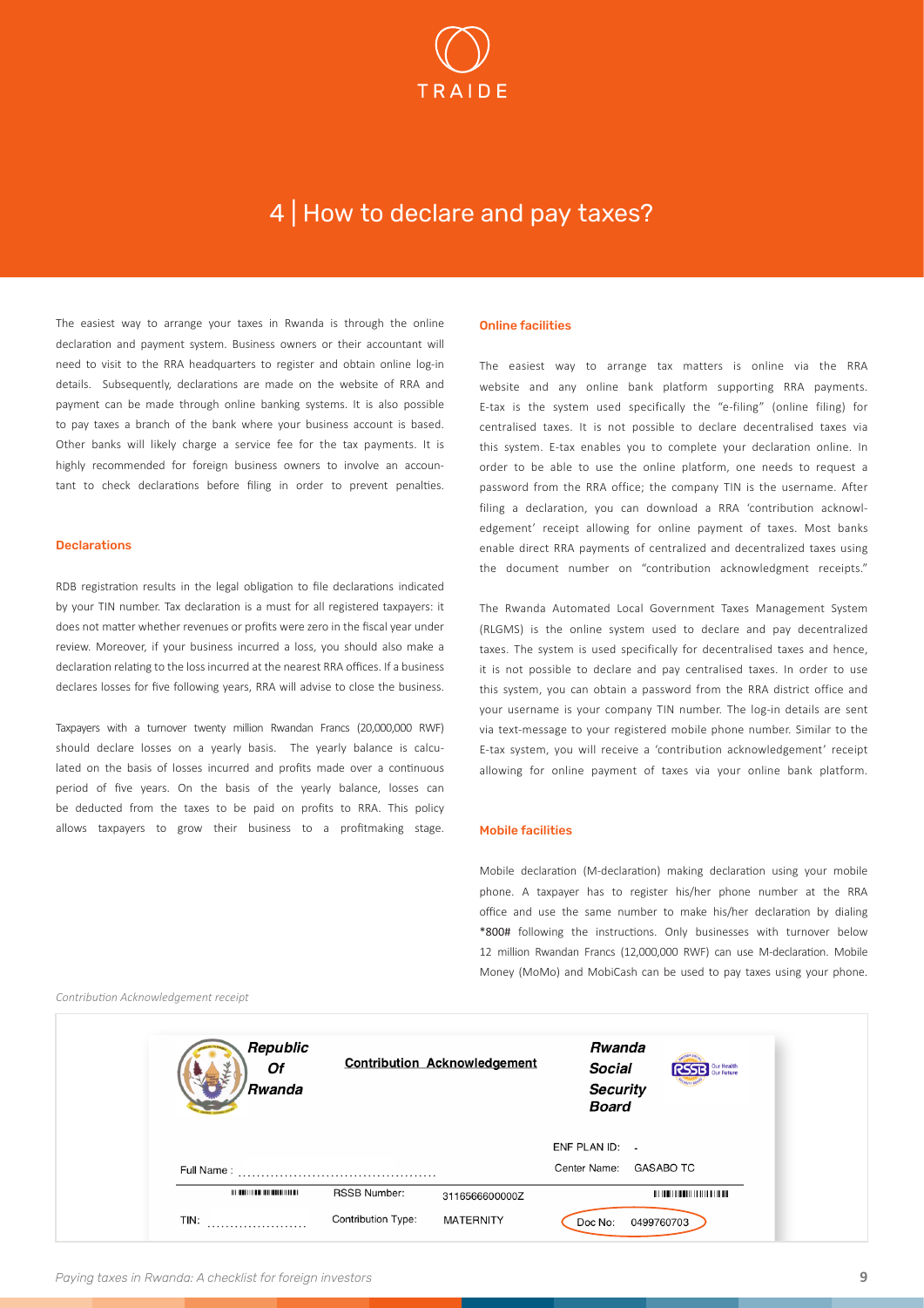# 4 | How to declare and pay taxes?

The easiest way to arrange your taxes in Rwanda is through the online declaration and payment system. Business owners or their accountant will need to visit to the RRA headquarters to register and obtain online log-in details. Subsequently, declarations are made on the website of RRA and payment can be made through online banking systems. It is also possible to pay taxes a branch of the bank where your business account is based. Other banks will likely charge a service fee for the tax payments. It is highly recommended for foreign business owners to involve an accountant to check declarations before filing in order to prevent penalties.

### Declarations

RDB registration results in the legal obligation to file declarations indicated by your TIN number. Tax declaration is a must for all registered taxpayers: it does not matter whether revenues or profits were zero in the fiscal year under review. Moreover, if your business incurred a loss, you should also make a declaration relating to the loss incurred at the nearest RRA offices. If a business declares losses for five following years, RRA will advise to close the business.

Taxpayers with a turnover twenty million Rwandan Francs (20,000,000 RWF) should declare losses on a yearly basis. The yearly balance is calculated on the basis of losses incurred and profits made over a continuous period of five years. On the basis of the yearly balance, losses can be deducted from the taxes to be paid on profits to RRA. This policy allows taxpayers to grow their business to a profitmaking stage.

### Online facilities

The easiest way to arrange tax matters is online via the RRA website and any online bank platform supporting RRA payments. E-tax is the system used specifically the "e-filing" (online filing) for centralised taxes. It is not possible to declare decentralised taxes via this system. E-tax enables you to complete your declaration online. In order to be able to use the online platform, one needs to request a password from the RRA office; the company TIN is the username. After filing a declaration, you can download a RRA 'contribution acknowledgement' receipt allowing for online payment of taxes. Most banks enable direct RRA payments of centralized and decentralized taxes using the document number on "contribution acknowledgment receipts."

The Rwanda Automated Local Government Taxes Management System (RLGMS) is the online system used to declare and pay decentralized taxes. The system is used specifically for decentralised taxes and hence, it is not possible to declare and pay centralised taxes. In order to use this system, you can obtain a password from the RRA district office and your username is your company TIN number. The log-in details are sent via text-message to your registered mobile phone number. Similar to the E-tax system, you will receive a 'contribution acknowledgement' receipt allowing for online payment of taxes via your online bank platform.

### Mobile facilities

Mobile declaration (M-declaration) making declaration using your mobile phone. A taxpayer has to register his/her phone number at the RRA office and use the same number to make his/her declaration by dialing *800# following the instructions. Only businesses with turnover below 12 million Rwandan Francs (12,000,000 RWF) can use M-declaration. Mobile Money (MoMo) and MobiCash can be used to pay taxes using your phone.

*Contribution Acknowledgement receipt*

| **Republic Of Rwanda** | **Contribution Acknowledgement** | | **Rwanda Social Security Board** |
|---|---|---|---|
| | | | ENF PLAN ID: - |
| Full Name : ........................................ | | | Center Name: GASABO TC |
| | RSSB Number: | 3116566600000Z | |
| TIN: ...................... | Contribution Type: | MATERNITY | Doc No: 0499760703 |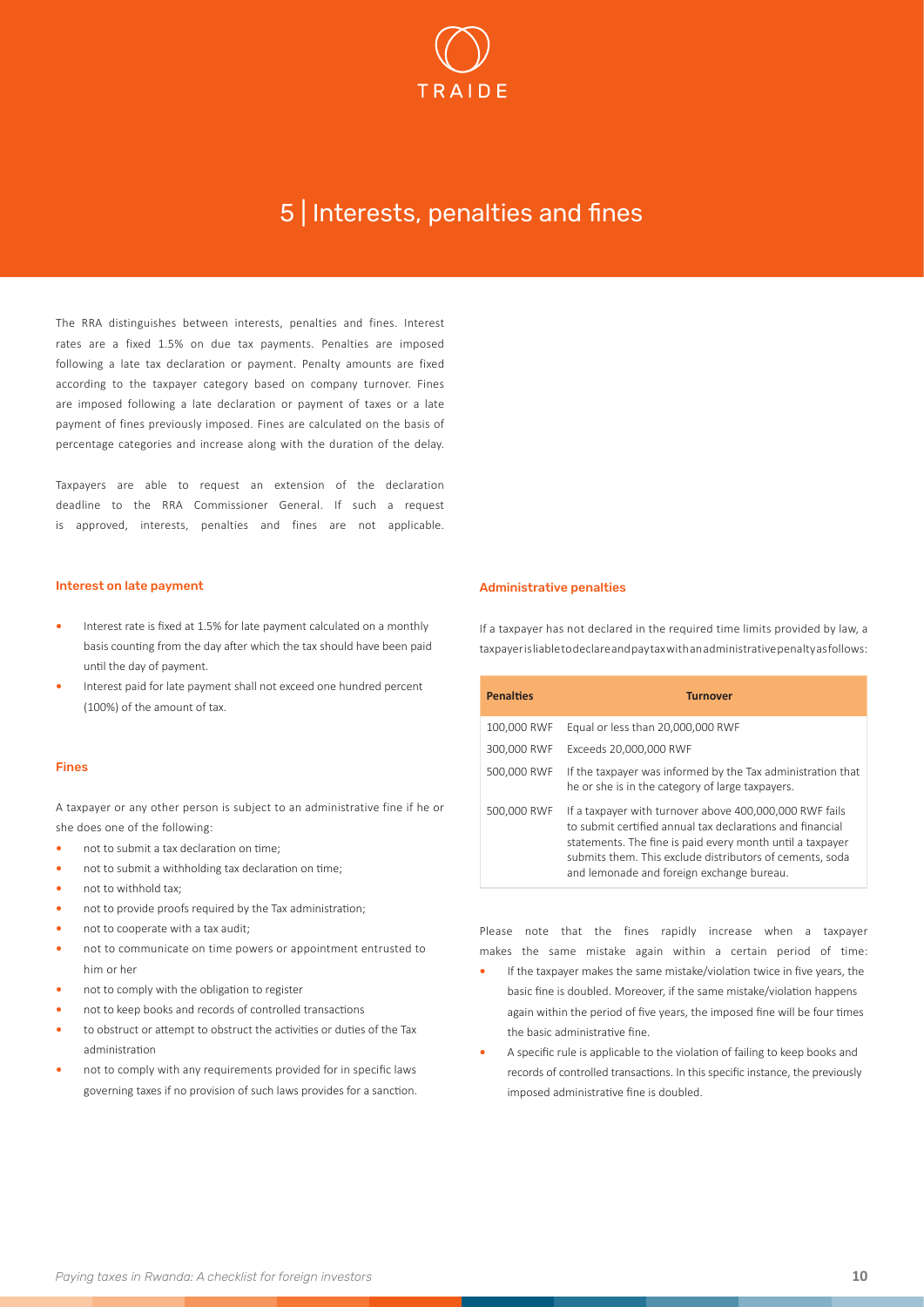# 5 | Interests, penalties and fines

The RRA distinguishes between interests, penalties and fines. Interest rates are a fixed 1.5% on due tax payments. Penalties are imposed following a late tax declaration or payment. Penalty amounts are fixed according to the taxpayer category based on company turnover. Fines are imposed following a late declaration or payment of taxes or a late payment of fines previously imposed. Fines are calculated on the basis of percentage categories and increase along with the duration of the delay.

Taxpayers are able to request an extension of the declaration deadline to the RRA Commissioner General. If such a request is approved, interests, penalties and fines are not applicable.

### Interest on late payment

- Interest rate is fixed at 1.5% for late payment calculated on a monthly basis counting from the day after which the tax should have been paid until the day of payment.
- Interest paid for late payment shall not exceed one hundred percent (100%) of the amount of tax.

### Fines

A taxpayer or any other person is subject to an administrative fine if he or she does one of the following:

- not to submit a tax declaration on time;
- not to submit a withholding tax declaration on time;
- not to withhold tax;
- not to provide proofs required by the Tax administration;
- not to cooperate with a tax audit;
- not to communicate on time powers or appointment entrusted to him or her
- not to comply with the obligation to register
- not to keep books and records of controlled transactions
- to obstruct or attempt to obstruct the activities or duties of the Tax administration
- not to comply with any requirements provided for in specific laws governing taxes if no provision of such laws provides for a sanction.

### Administrative penalties

If a taxpayer has not declared in the required time limits provided by law, a taxpayer is liable to declare and pay tax with an administrative penalty as follows:

| Penalties | Turnover |
|---|---|
| 100,000 RWF | Equal or less than 20,000,000 RWF |
| 300,000 RWF | Exceeds 20,000,000 RWF |
| 500,000 RWF | If the taxpayer was informed by the Tax administration that he or she is in the category of large taxpayers. |
| 500,000 RWF | If a taxpayer with turnover above 400,000,000 RWF fails to submit certified annual tax declarations and financial statements. The fine is paid every month until a taxpayer submits them. This exclude distributors of cements, soda and lemonade and foreign exchange bureau. |

Please note that the fines rapidly increase when a taxpayer makes the same mistake again within a certain period of time:

- If the taxpayer makes the same mistake/violation twice in five years, the basic fine is doubled. Moreover, if the same mistake/violation happens again within the period of five years, the imposed fine will be four times the basic administrative fine.
- A specific rule is applicable to the violation of failing to keep books and records of controlled transactions. In this specific instance, the previously imposed administrative fine is doubled.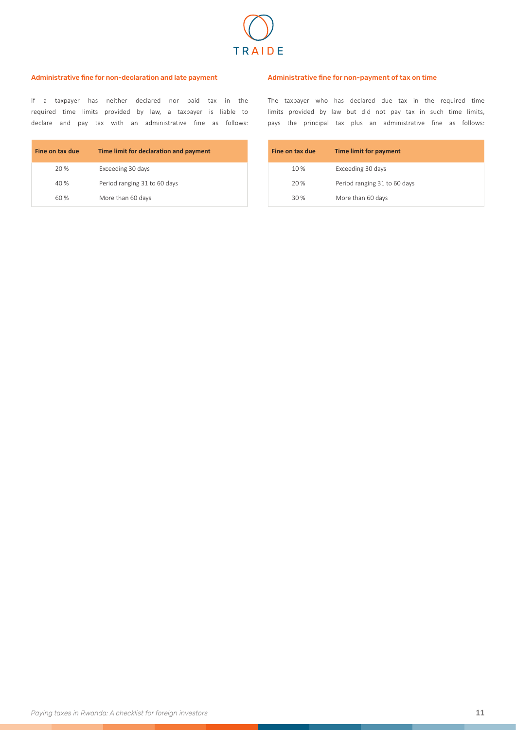### Administrative fine for non-declaration and late payment

If a taxpayer has neither declared nor paid tax in the required time limits provided by law, a taxpayer is liable to declare and pay tax with an administrative fine as follows:

| Fine on tax due | Time limit for declaration and payment |
| --- | --- |
| 20 % | Exceeding 30 days |
| 40 % | Period ranging 31 to 60 days |
| 60 % | More than 60 days |

### Administrative fine for non-payment of tax on time

The taxpayer who has declared due tax in the required time limits provided by law but did not pay tax in such time limits, pays the principal tax plus an administrative fine as follows:

| Fine on tax due | Time limit for payment |
| --- | --- |
| 10 % | Exceeding 30 days |
| 20 % | Period ranging 31 to 60 days |
| 30 % | More than 60 days |